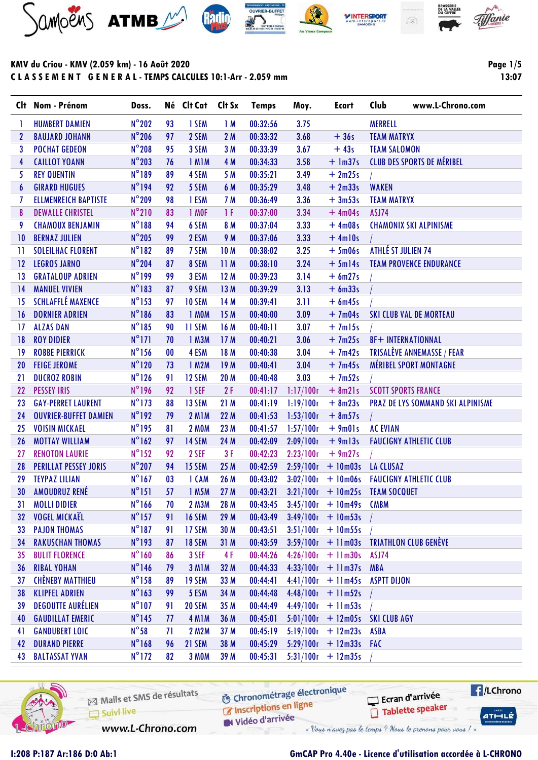## KMV du Criou - KMV (2.059 km) - 16 Août 2020

**CLASSEMENT GENERAL - TEMPS CALCULES 10:1-Arr - 2.059 mm**

| Clt | Nom - Prénom | Doss. | Né | Clt Cat | Clt Sx | Temps | Moy. | Ecart | Club www.L-Chrono.com |
|---|---|---|---|---|---|---|---|---|---|
| 1 | HUMBERT DAMIEN | N°202 | 93 | 1 SEM | 1 M | 00:32:56 | 3.75 | | MERRELL |
| 2 | BAUJARD JOHANN | N°206 | 97 | 2 SEM | 2 M | 00:33:32 | 3.68 | + 36s | TEAM MATRYX |
| 3 | POCHAT GEDEON | N°208 | 95 | 3 SEM | 3 M | 00:33:39 | 3.67 | + 43s | TEAM SALOMON |
| 4 | CAILLOT YOANN | N°203 | 76 | 1 M1M | 4 M | 00:34:33 | 3.58 | + 1m37s | CLUB DES SPORTS DE MÉRIBEL |
| 5 | REY QUENTIN | N°189 | 89 | 4 SEM | 5 M | 00:35:21 | 3.49 | + 2m25s | / |
| 6 | GIRARD HUGUES | N°194 | 92 | 5 SEM | 6 M | 00:35:29 | 3.48 | + 2m33s | WAKEN |
| 7 | ELLMENREICH BAPTISTE | N°209 | 98 | 1 ESM | 7 M | 00:36:49 | 3.36 | + 3m53s | TEAM MATRYX |
| 8 | DEWALLE CHRISTEL | N°210 | 83 | 1 M0F | 1 F | 00:37:00 | 3.34 | + 4m04s | ASJ74 |
| 9 | CHAMOUX BENJAMIN | N°188 | 94 | 6 SEM | 8 M | 00:37:04 | 3.33 | + 4m08s | CHAMONIX SKI ALPINISME |
| 10 | BERNAZ JULIEN | N°205 | 99 | 2 ESM | 9 M | 00:37:06 | 3.33 | + 4m10s | / |
| 11 | SOLEILHAC FLORENT | N°182 | 89 | 7 SEM | 10 M | 00:38:02 | 3.25 | + 5m06s | ATHLÉ ST JULIEN 74 |
| 12 | LEGROS JARNO | N°204 | 87 | 8 SEM | 11 M | 00:38:10 | 3.24 | + 5m14s | TEAM PROVENCE ENDURANCE |
| 13 | GRATALOUP ADRIEN | N°199 | 99 | 3 ESM | 12 M | 00:39:23 | 3.14 | + 6m27s | / |
| 14 | MANUEL VIVIEN | N°183 | 87 | 9 SEM | 13 M | 00:39:29 | 3.13 | + 6m33s | / |
| 15 | SCHLAFFLÉ MAXENCE | N°153 | 97 | 10 SEM | 14 M | 00:39:41 | 3.11 | + 6m45s | / |
| 16 | DORNIER ADRIEN | N°186 | 83 | 1 M0M | 15 M | 00:40:00 | 3.09 | + 7m04s | SKI CLUB VAL DE MORTEAU |
| 17 | ALZAS DAN | N°185 | 90 | 11 SEM | 16 M | 00:40:11 | 3.07 | + 7m15s | / |
| 18 | ROY DIDIER | N°171 | 70 | 1 M3M | 17 M | 00:40:21 | 3.06 | + 7m25s | BF+ INTERNATIONNAL |
| 19 | ROBBE PIERRICK | N°156 | 00 | 4 ESM | 18 M | 00:40:38 | 3.04 | + 7m42s | TRISALÈVE ANNEMASSE / FEAR |
| 20 | FEIGE JEROME | N°120 | 73 | 1 M2M | 19 M | 00:40:41 | 3.04 | + 7m45s | MÉRIBEL SPORT MONTAGNE |
| 21 | DUCROZ ROBIN | N°126 | 91 | 12 SEM | 20 M | 00:40:48 | 3.03 | + 7m52s | / |
| 22 | PESSEY IRIS | N°196 | 92 | 1 SEF | 2 F | 00:41:17 | 1:17/100r | + 8m21s | SCOTT SPORTS FRANCE |
| 23 | GAY-PERRET LAURENT | N°173 | 88 | 13 SEM | 21 M | 00:41:19 | 1:19/100r | + 8m23s | PRAZ DE LYS SOMMAND SKI ALPINISME |
| 24 | OUVRIER-BUFFET DAMIEN | N°192 | 79 | 2 M1M | 22 M | 00:41:53 | 1:53/100r | + 8m57s | / |
| 25 | VOISIN MICKAEL | N°195 | 81 | 2 M0M | 23 M | 00:41:57 | 1:57/100r | + 9m01s | AC EVIAN |
| 26 | MOTTAY WILLIAM | N°162 | 97 | 14 SEM | 24 M | 00:42:09 | 2:09/100r | + 9m13s | FAUCIGNY ATHLETIC CLUB |
| 27 | RENOTON LAURIE | N°152 | 92 | 2 SEF | 3 F | 00:42:23 | 2:23/100r | + 9m27s | / |
| 28 | PERILLAT PESSEY JORIS | N°207 | 94 | 15 SEM | 25 M | 00:42:59 | 2:59/100r | + 10m03s | LA CLUSAZ |
| 29 | TEYPAZ LILIAN | N°167 | 03 | 1 CAM | 26 M | 00:43:02 | 3:02/100r | + 10m06s | FAUCIGNY ATHLETIC CLUB |
| 30 | AMOUDRUZ RENÉ | N°151 | 57 | 1 M5M | 27 M | 00:43:21 | 3:21/100r | + 10m25s | TEAM SOCQUET |
| 31 | MOLLI DIDIER | N°166 | 70 | 2 M3M | 28 M | 00:43:45 | 3:45/100r | + 10m49s | CMBM |
| 32 | VOGEL MICKAËL | N°157 | 91 | 16 SEM | 29 M | 00:43:49 | 3:49/100r | + 10m53s | / |
| 33 | PAJON THOMAS | N°187 | 91 | 17 SEM | 30 M | 00:43:51 | 3:51/100r | + 10m55s | / |
| 34 | RAKUSCHAN THOMAS | N°193 | 87 | 18 SEM | 31 M | 00:43:59 | 3:59/100r | + 11m03s | TRIATHLON CLUB GENÈVE |
| 35 | BULIT FLORENCE | N°160 | 86 | 3 SEF | 4 F | 00:44:26 | 4:26/100r | + 11m30s | ASJ74 |
| 36 | RIBAL YOHAN | N°146 | 79 | 3 M1M | 32 M | 00:44:33 | 4:33/100r | + 11m37s | MBA |
| 37 | CHÈNEBY MATTHIEU | N°158 | 89 | 19 SEM | 33 M | 00:44:41 | 4:41/100r | + 11m45s | ASPTT DIJON |
| 38 | KLIPFEL ADRIEN | N°163 | 99 | 5 ESM | 34 M | 00:44:48 | 4:48/100r | + 11m52s | / |
| 39 | DEGOUTTE AURÉLIEN | N°107 | 91 | 20 SEM | 35 M | 00:44:49 | 4:49/100r | + 11m53s | / |
| 40 | GAUDILLAT EMERIC | N°145 | 77 | 4 M1M | 36 M | 00:45:01 | 5:01/100r | + 12m05s | SKI CLUB AGY |
| 41 | GANDUBERT LOIC | N°58 | 71 | 2 M2M | 37 M | 00:45:19 | 5:19/100r | + 12m23s | ASBA |
| 42 | DURAND PIERRE | N°168 | 96 | 21 SEM | 38 M | 00:45:29 | 5:29/100r | + 12m33s | FAC |
| 43 | BALTASSAT YVAN | N°172 | 82 | 3 M0M | 39 M | 00:45:31 | 5:31/100r | + 12m35s | / |

I:208 P:187 Ar:186 D:0 Ab:1

GmCAP Pro 4.40e - Licence d'utilisation accordée à L-CHRONO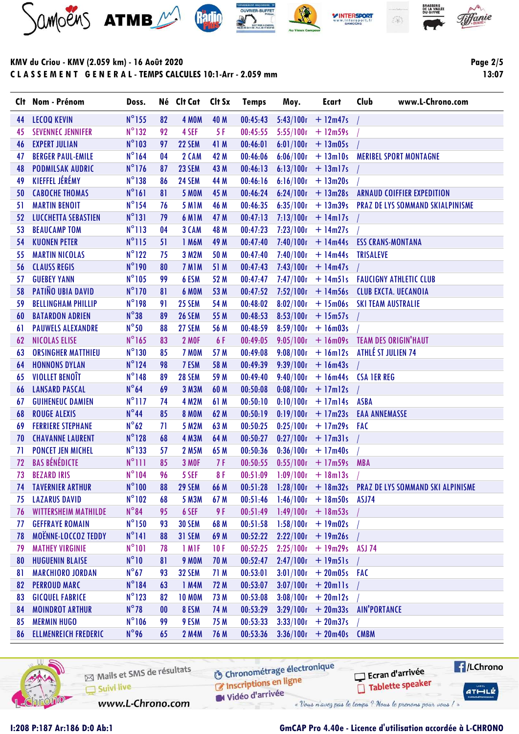**KMV du Criou - KMV (2.059 km) - 16 Août 2020**

**C L A S S E M E N T G E N E R A L - TEMPS CALCULES 10:1-Arr - 2.059 mm**

13:07

| Clt | Nom - Prénom | Doss. | Né | Clt Cat | Clt Sx | Temps | Moy. | Ecart | Club |
|---|---|---|---|---|---|---|---|---|---|
| 44 | LECOQ KEVIN | N°155 | 82 | 4 M0M | 40 M | 00:45:43 | 5:43/100r | + 12m47s | / |
| 45 | SEVENNEC JENNIFER | N°132 | 92 | 4 SEF | 5 F | 00:45:55 | 5:55/100r | + 12m59s | / |
| 46 | EXPERT JULIAN | N°103 | 97 | 22 SEM | 41 M | 00:46:01 | 6:01/100r | + 13m05s | / |
| 47 | BERGER PAUL-EMILE | N°164 | 04 | 2 CAM | 42 M | 00:46:06 | 6:06/100r | + 13m10s | MERIBEL SPORT MONTAGNE |
| 48 | PODMILSAK AUDRIC | N°176 | 87 | 23 SEM | 43 M | 00:46:13 | 6:13/100r | + 13m17s | / |
| 49 | KIEFFEL JÉRÉMY | N°138 | 86 | 24 SEM | 44 M | 00:46:16 | 6:16/100r | + 13m20s | / |
| 50 | CABOCHE THOMAS | N°161 | 81 | 5 M0M | 45 M | 00:46:24 | 6:24/100r | + 13m28s | ARNAUD COIFFIER EXPEDITION |
| 51 | MARTIN BENOIT | N°154 | 76 | 5 M1M | 46 M | 00:46:35 | 6:35/100r | + 13m39s | PRAZ DE LYS SOMMAND SKIALPINISME |
| 52 | LUCCHETTA SEBASTIEN | N°131 | 79 | 6 M1M | 47 M | 00:47:13 | 7:13/100r | + 14m17s | / |
| 53 | BEAUCAMP TOM | N°113 | 04 | 3 CAM | 48 M | 00:47:23 | 7:23/100r | + 14m27s | / |
| 54 | KUONEN PETER | N°115 | 51 | 1 M6M | 49 M | 00:47:40 | 7:40/100r | + 14m44s | ESS CRANS-MONTANA |
| 55 | MARTIN NICOLAS | N°122 | 75 | 3 M2M | 50 M | 00:47:40 | 7:40/100r | + 14m44s | TRISALEVE |
| 56 | CLAUSS REGIS | N°190 | 80 | 7 M1M | 51 M | 00:47:43 | 7:43/100r | + 14m47s | / |
| 57 | GUEBEY YANN | N°105 | 99 | 6 ESM | 52 M | 00:47:47 | 7:47/100r | + 14m51s | FAUCIGNY ATHLETIC CLUB |
| 58 | PATIÑO UBIA DAVID | N°170 | 81 | 6 M0M | 53 M | 00:47:52 | 7:52/100r | + 14m56s | CLUB EXCTA. UECANOIA |
| 59 | BELLINGHAM PHILLIP | N°198 | 91 | 25 SEM | 54 M | 00:48:02 | 8:02/100r | + 15m06s | SKI TEAM AUSTRALIE |
| 60 | BATARDON ADRIEN | N°38 | 89 | 26 SEM | 55 M | 00:48:53 | 8:53/100r | + 15m57s | / |
| 61 | PAUWELS ALEXANDRE | N°50 | 88 | 27 SEM | 56 M | 00:48:59 | 8:59/100r | + 16m03s | / |
| 62 | NICOLAS ELISE | N°165 | 83 | 2 M0F | 6 F | 00:49:05 | 9:05/100r | + 16m09s | TEAM DES ORIGIN'HAUT |
| 63 | ORSINGHER MATTHIEU | N°130 | 85 | 7 M0M | 57 M | 00:49:08 | 9:08/100r | + 16m12s | ATHLÉ ST JULIEN 74 |
| 64 | HONNONS DYLAN | N°124 | 98 | 7 ESM | 58 M | 00:49:39 | 9:39/100r | + 16m43s | / |
| 65 | VIOLLET BENOÎT | N°148 | 89 | 28 SEM | 59 M | 00:49:40 | 9:40/100r | + 16m44s | CSA 1ER REG |
| 66 | LANSARD PASCAL | N°64 | 69 | 3 M3M | 60 M | 00:50:08 | 0:08/100r | + 17m12s | / |
| 67 | GUIHENEUC DAMIEN | N°117 | 74 | 4 M2M | 61 M | 00:50:10 | 0:10/100r | + 17m14s | ASBA |
| 68 | ROUGE ALEXIS | N°44 | 85 | 8 M0M | 62 M | 00:50:19 | 0:19/100r | + 17m23s | EAA ANNEMASSE |
| 69 | FERRIERE STEPHANE | N°62 | 71 | 5 M2M | 63 M | 00:50:25 | 0:25/100r | + 17m29s | FAC |
| 70 | CHAVANNE LAURENT | N°128 | 68 | 4 M3M | 64 M | 00:50:27 | 0:27/100r | + 17m31s | / |
| 71 | PONCET JEN MICHEL | N°133 | 57 | 2 M5M | 65 M | 00:50:36 | 0:36/100r | + 17m40s | / |
| 72 | BAS BÉNÉDICTE | N°111 | 85 | 3 M0F | 7 F | 00:50:55 | 0:55/100r | + 17m59s | MBA |
| 73 | BEZARD IRIS | N°104 | 96 | 5 SEF | 8 F | 00:51:09 | 1:09/100r | + 18m13s | / |
| 74 | TAVERNIER ARTHUR | N°100 | 88 | 29 SEM | 66 M | 00:51:28 | 1:28/100r | + 18m32s | PRAZ DE LYS SOMMAND SKI ALPINISME |
| 75 | LAZARUS DAVID | N°102 | 68 | 5 M3M | 67 M | 00:51:46 | 1:46/100r | + 18m50s | ASJ74 |
| 76 | WITTERSHEIM MATHILDE | N°84 | 95 | 6 SEF | 9 F | 00:51:49 | 1:49/100r | + 18m53s | / |
| 77 | GEFFRAYE ROMAIN | N°150 | 93 | 30 SEM | 68 M | 00:51:58 | 1:58/100r | + 19m02s | / |
| 78 | MOËNNE-LOCCOZ TEDDY | N°141 | 88 | 31 SEM | 69 M | 00:52:22 | 2:22/100r | + 19m26s | / |
| 79 | MATHEY VIRGINIE | N°101 | 78 | 1 M1F | 10 F | 00:52:25 | 2:25/100r | + 19m29s | ASJ 74 |
| 80 | HUGUENIN BLAISE | N°10 | 81 | 9 M0M | 70 M | 00:52:47 | 2:47/100r | + 19m51s | / |
| 81 | MARCHIORO JORDAN | N°67 | 93 | 32 SEM | 71 M | 00:53:01 | 3:01/100r | + 20m05s | FAC |
| 82 | PERROUD MARC | N°184 | 63 | 1 M4M | 72 M | 00:53:07 | 3:07/100r | + 20m11s | / |
| 83 | GICQUEL FABRICE | N°123 | 82 | 10 M0M | 73 M | 00:53:08 | 3:08/100r | + 20m12s | / |
| 84 | MOINDROT ARTHUR | N°78 | 00 | 8 ESM | 74 M | 00:53:29 | 3:29/100r | + 20m33s | AIN'PORTANCE |
| 85 | MERMIN HUGO | N°106 | 99 | 9 ESM | 75 M | 00:53:33 | 3:33/100r | + 20m37s | / |
| 86 | ELLMENREICH FREDERIC | N°96 | 65 | 2 M4M | 76 M | 00:53:36 | 3:36/100r | + 20m40s | CMBM |

I:208 P:187 Ar:186 D:0 Ab:1

GmCAP Pro 4.40e - Licence d'utilisation accordée à L-CHRONO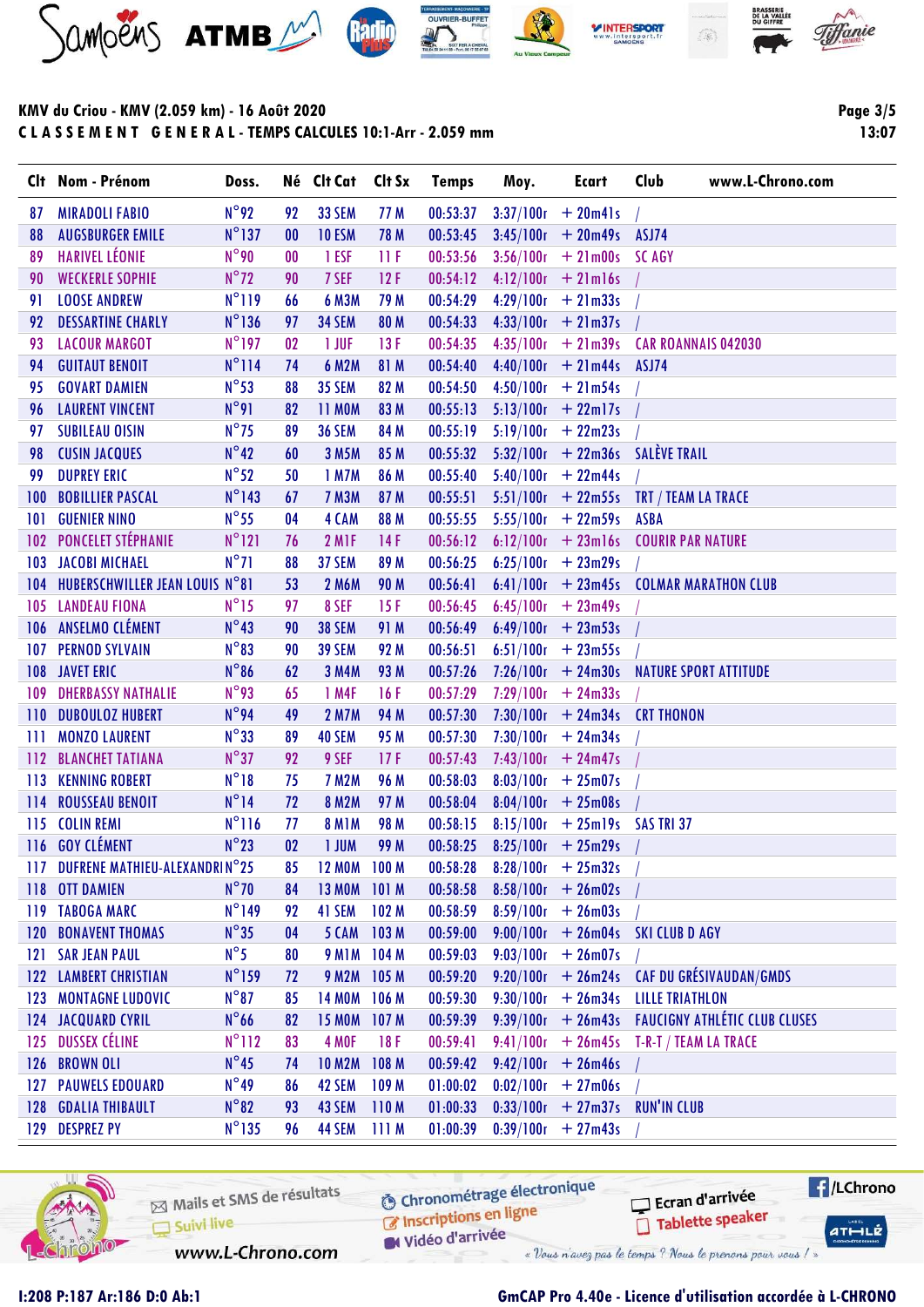## KMV du Criou - KMV (2.059 km) - 16 Août 2020

## CLASSEMENT GENERAL - TEMPS CALCULES 10:1-Arr - 2.059 mm

| Clt | Nom - Prénom | Doss. | Né | Clt Cat | Clt Sx | Temps | Moy. | Ecart | Club | www.L-Chrono.com |
|---|---|---|---|---|---|---|---|---|---|---|
| 87 | MIRADOLI FABIO | N°92 | 92 | 33 SEM | 77 M | 00:53:37 | 3:37/100r | + 20m41s | / | |
| 88 | AUGSBURGER EMILE | N°137 | 00 | 10 ESM | 78 M | 00:53:45 | 3:45/100r | + 20m49s | ASJ74 | |
| 89 | HARIVEL LÉONIE | N°90 | 00 | 1 ESF | 11 F | 00:53:56 | 3:56/100r | + 21m00s | SC AGY | |
| 90 | WECKERLE SOPHIE | N°72 | 90 | 7 SEF | 12 F | 00:54:12 | 4:12/100r | + 21m16s | / | |
| 91 | LOOSE ANDREW | N°119 | 66 | 6 M3M | 79 M | 00:54:29 | 4:29/100r | + 21m33s | / | |
| 92 | DESSARTINE CHARLY | N°136 | 97 | 34 SEM | 80 M | 00:54:33 | 4:33/100r | + 21m37s | / | |
| 93 | LACOUR MARGOT | N°197 | 02 | 1 JUF | 13 F | 00:54:35 | 4:35/100r | + 21m39s | CAR ROANNAIS 042030 | |
| 94 | GUITAUT BENOIT | N°114 | 74 | 6 M2M | 81 M | 00:54:40 | 4:40/100r | + 21m44s | ASJ74 | |
| 95 | GOVART DAMIEN | N°53 | 88 | 35 SEM | 82 M | 00:54:50 | 4:50/100r | + 21m54s | / | |
| 96 | LAURENT VINCENT | N°91 | 82 | 11 M0M | 83 M | 00:55:13 | 5:13/100r | + 22m17s | / | |
| 97 | SUBILEAU OISIN | N°75 | 89 | 36 SEM | 84 M | 00:55:19 | 5:19/100r | + 22m23s | / | |
| 98 | CUSIN JACQUES | N°42 | 60 | 3 M5M | 85 M | 00:55:32 | 5:32/100r | + 22m36s | SALÈVE TRAIL | |
| 99 | DUPREY ERIC | N°52 | 50 | 1 M7M | 86 M | 00:55:40 | 5:40/100r | + 22m44s | / | |
| 100 | BOBILLIER PASCAL | N°143 | 67 | 7 M3M | 87 M | 00:55:51 | 5:51/100r | + 22m55s | TRT / TEAM LA TRACE | |
| 101 | GUENIER NINO | N°55 | 04 | 4 CAM | 88 M | 00:55:55 | 5:55/100r | + 22m59s | ASBA | |
| 102 | PONCELET STÉPHANIE | N°121 | 76 | 2 M1F | 14 F | 00:56:12 | 6:12/100r | + 23m16s | COURIR PAR NATURE | |
| 103 | JACOBI MICHAEL | N°71 | 88 | 37 SEM | 89 M | 00:56:25 | 6:25/100r | + 23m29s | / | |
| 104 | HUBERSCHWILLER JEAN LOUIS | N°81 | 53 | 2 M6M | 90 M | 00:56:41 | 6:41/100r | + 23m45s | COLMAR MARATHON CLUB | |
| 105 | LANDEAU FIONA | N°15 | 97 | 8 SEF | 15 F | 00:56:45 | 6:45/100r | + 23m49s | / | |
| 106 | ANSELMO CLÉMENT | N°43 | 90 | 38 SEM | 91 M | 00:56:49 | 6:49/100r | + 23m53s | / | |
| 107 | PERNOD SYLVAIN | N°83 | 90 | 39 SEM | 92 M | 00:56:51 | 6:51/100r | + 23m55s | / | |
| 108 | JAVET ERIC | N°86 | 62 | 3 M4M | 93 M | 00:57:26 | 7:26/100r | + 24m30s | NATURE SPORT ATTITUDE | |
| 109 | DHERBASSY NATHALIE | N°93 | 65 | 1 M4F | 16 F | 00:57:29 | 7:29/100r | + 24m33s | / | |
| 110 | DUBOULOZ HUBERT | N°94 | 49 | 2 M7M | 94 M | 00:57:30 | 7:30/100r | + 24m34s | CRT THONON | |
| 111 | MONZO LAURENT | N°33 | 89 | 40 SEM | 95 M | 00:57:30 | 7:30/100r | + 24m34s | / | |
| 112 | BLANCHET TATIANA | N°37 | 92 | 9 SEF | 17 F | 00:57:43 | 7:43/100r | + 24m47s | / | |
| 113 | KENNING ROBERT | N°18 | 75 | 7 M2M | 96 M | 00:58:03 | 8:03/100r | + 25m07s | / | |
| 114 | ROUSSEAU BENOIT | N°14 | 72 | 8 M2M | 97 M | 00:58:04 | 8:04/100r | + 25m08s | / | |
| 115 | COLIN REMI | N°116 | 77 | 8 M1M | 98 M | 00:58:15 | 8:15/100r | + 25m19s | SAS TRI 37 | |
| 116 | GOY CLÉMENT | N°23 | 02 | 1 JUM | 99 M | 00:58:25 | 8:25/100r | + 25m29s | / | |
| 117 | DUFRENE MATHIEU-ALEXANDRI | N°25 | 85 | 12 M0M | 100 M | 00:58:28 | 8:28/100r | + 25m32s | / | |
| 118 | OTT DAMIEN | N°70 | 84 | 13 M0M | 101 M | 00:58:58 | 8:58/100r | + 26m02s | / | |
| 119 | TABOGA MARC | N°149 | 92 | 41 SEM | 102 M | 00:58:59 | 8:59/100r | + 26m03s | / | |
| 120 | BONAVENT THOMAS | N°35 | 04 | 5 CAM | 103 M | 00:59:00 | 9:00/100r | + 26m04s | SKI CLUB D AGY | |
| 121 | SAR JEAN PAUL | N°5 | 80 | 9 M1M | 104 M | 00:59:03 | 9:03/100r | + 26m07s | / | |
| 122 | LAMBERT CHRISTIAN | N°159 | 72 | 9 M2M | 105 M | 00:59:20 | 9:20/100r | + 26m24s | CAF DU GRÉSIVAUDAN/GMDS | |
| 123 | MONTAGNE LUDOVIC | N°87 | 85 | 14 M0M | 106 M | 00:59:30 | 9:30/100r | + 26m34s | LILLE TRIATHLON | |
| 124 | JACQUARD CYRIL | N°66 | 82 | 15 M0M | 107 M | 00:59:39 | 9:39/100r | + 26m43s | FAUCIGNY ATHLÉTIC CLUB CLUSES | |
| 125 | DUSSEX CÉLINE | N°112 | 83 | 4 M0F | 18 F | 00:59:41 | 9:41/100r | + 26m45s | T-R-T / TEAM LA TRACE | |
| 126 | BROWN OLI | N°45 | 74 | 10 M2M | 108 M | 00:59:42 | 9:42/100r | + 26m46s | / | |
| 127 | PAUWELS EDOUARD | N°49 | 86 | 42 SEM | 109 M | 01:00:02 | 0:02/100r | + 27m06s | / | |
| 128 | GDALIA THIBAULT | N°82 | 93 | 43 SEM | 110 M | 01:00:33 | 0:33/100r | + 27m37s | RUN'IN CLUB | |
| 129 | DESPREZ PY | N°135 | 96 | 44 SEM | 111 M | 01:00:39 | 0:39/100r | + 27m43s | / | |

I:208 P:187 Ar:186 D:0 Ab:1

GmCAP Pro 4.40e - Licence d'utilisation accordée à L-CHRONO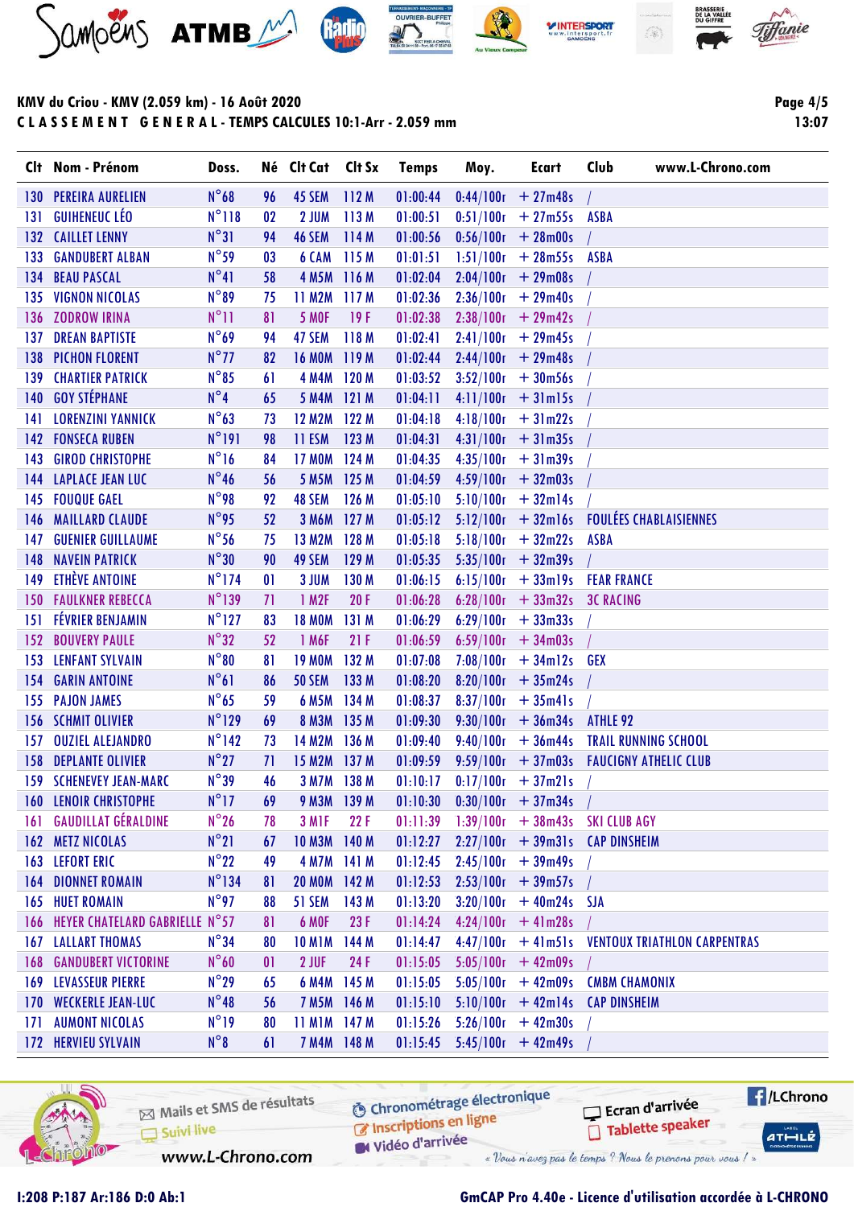**KMV du Criou - KMV (2.059 km) - 16 Août 2020**

**CLASSEMENT GENERAL - TEMPS CALCULES 10:1-Arr - 2.059 mm**

| Clt | Nom - Prénom | Doss. | Né | Clt Cat | Clt Sx | Temps | Moy. | Ecart | Club | www.L-Chrono.com |
|---|---|---|---|---|---|---|---|---|---|---|
| 130 | PEREIRA AURELIEN | N°68 | 96 | 45 SEM | 112 M | 01:00:44 | 0:44/100r | + 27m48s | / | |
| 131 | GUIHENEUC LÉO | N°118 | 02 | 2 JUM | 113 M | 01:00:51 | 0:51/100r | + 27m55s | ASBA | |
| 132 | CAILLET LENNY | N°31 | 94 | 46 SEM | 114 M | 01:00:56 | 0:56/100r | + 28m00s | / | |
| 133 | GANDUBERT ALBAN | N°59 | 03 | 6 CAM | 115 M | 01:01:51 | 1:51/100r | + 28m55s | ASBA | |
| 134 | BEAU PASCAL | N°41 | 58 | 4 M5M | 116 M | 01:02:04 | 2:04/100r | + 29m08s | / | |
| 135 | VIGNON NICOLAS | N°89 | 75 | 11 M2M | 117 M | 01:02:36 | 2:36/100r | + 29m40s | / | |
| 136 | ZODROW IRINA | N°11 | 81 | 5 M0F | 19 F | 01:02:38 | 2:38/100r | + 29m42s | / | |
| 137 | DREAN BAPTISTE | N°69 | 94 | 47 SEM | 118 M | 01:02:41 | 2:41/100r | + 29m45s | / | |
| 138 | PICHON FLORENT | N°77 | 82 | 16 M0M | 119 M | 01:02:44 | 2:44/100r | + 29m48s | / | |
| 139 | CHARTIER PATRICK | N°85 | 61 | 4 M4M | 120 M | 01:03:52 | 3:52/100r | + 30m56s | / | |
| 140 | GOY STÉPHANE | N°4 | 65 | 5 M4M | 121 M | 01:04:11 | 4:11/100r | + 31m15s | / | |
| 141 | LORENZINI YANNICK | N°63 | 73 | 12 M2M | 122 M | 01:04:18 | 4:18/100r | + 31m22s | / | |
| 142 | FONSECA RUBEN | N°191 | 98 | 11 ESM | 123 M | 01:04:31 | 4:31/100r | + 31m35s | / | |
| 143 | GIROD CHRISTOPHE | N°16 | 84 | 17 M0M | 124 M | 01:04:35 | 4:35/100r | + 31m39s | / | |
| 144 | LAPLACE JEAN LUC | N°46 | 56 | 5 M5M | 125 M | 01:04:59 | 4:59/100r | + 32m03s | / | |
| 145 | FOUQUE GAEL | N°98 | 92 | 48 SEM | 126 M | 01:05:10 | 5:10/100r | + 32m14s | / | |
| 146 | MAILLARD CLAUDE | N°95 | 52 | 3 M6M | 127 M | 01:05:12 | 5:12/100r | + 32m16s | FOULÉES CHABLAISIENNES | |
| 147 | GUENIER GUILLAUME | N°56 | 75 | 13 M2M | 128 M | 01:05:18 | 5:18/100r | + 32m22s | ASBA | |
| 148 | NAVEIN PATRICK | N°30 | 90 | 49 SEM | 129 M | 01:05:35 | 5:35/100r | + 32m39s | / | |
| 149 | ETHÈVE ANTOINE | N°174 | 01 | 3 JUM | 130 M | 01:06:15 | 6:15/100r | + 33m19s | FEAR FRANCE | |
| 150 | FAULKNER REBECCA | N°139 | 71 | 1 M2F | 20 F | 01:06:28 | 6:28/100r | + 33m32s | 3C RACING | |
| 151 | FÉVRIER BENJAMIN | N°127 | 83 | 18 M0M | 131 M | 01:06:29 | 6:29/100r | + 33m33s | / | |
| 152 | BOUVERY PAULE | N°32 | 52 | 1 M6F | 21 F | 01:06:59 | 6:59/100r | + 34m03s | / | |
| 153 | LENFANT SYLVAIN | N°80 | 81 | 19 M0M | 132 M | 01:07:08 | 7:08/100r | + 34m12s | GEX | |
| 154 | GARIN ANTOINE | N°61 | 86 | 50 SEM | 133 M | 01:08:20 | 8:20/100r | + 35m24s | / | |
| 155 | PAJON JAMES | N°65 | 59 | 6 M5M | 134 M | 01:08:37 | 8:37/100r | + 35m41s | / | |
| 156 | SCHMIT OLIVIER | N°129 | 69 | 8 M3M | 135 M | 01:09:30 | 9:30/100r | + 36m34s | ATHLE 92 | |
| 157 | OUZIEL ALEJANDRO | N°142 | 73 | 14 M2M | 136 M | 01:09:40 | 9:40/100r | + 36m44s | TRAIL RUNNING SCHOOL | |
| 158 | DEPLANTE OLIVIER | N°27 | 71 | 15 M2M | 137 M | 01:09:59 | 9:59/100r | + 37m03s | FAUCIGNY ATHELIC CLUB | |
| 159 | SCHENEVEY JEAN-MARC | N°39 | 46 | 3 M7M | 138 M | 01:10:17 | 0:17/100r | + 37m21s | / | |
| 160 | LENOIR CHRISTOPHE | N°17 | 69 | 9 M3M | 139 M | 01:10:30 | 0:30/100r | + 37m34s | / | |
| 161 | GAUDILLAT GÉRALDINE | N°26 | 78 | 3 M1F | 22 F | 01:11:39 | 1:39/100r | + 38m43s | SKI CLUB AGY | |
| 162 | METZ NICOLAS | N°21 | 67 | 10 M3M | 140 M | 01:12:27 | 2:27/100r | + 39m31s | CAP DINSHEIM | |
| 163 | LEFORT ERIC | N°22 | 49 | 4 M7M | 141 M | 01:12:45 | 2:45/100r | + 39m49s | / | |
| 164 | DIONNET ROMAIN | N°134 | 81 | 20 M0M | 142 M | 01:12:53 | 2:53/100r | + 39m57s | / | |
| 165 | HUET ROMAIN | N°97 | 88 | 51 SEM | 143 M | 01:13:20 | 3:20/100r | + 40m24s | SJA | |
| 166 | HEYER CHATELARD GABRIELLE | N°57 | 81 | 6 M0F | 23 F | 01:14:24 | 4:24/100r | + 41m28s | / | |
| 167 | LALLART THOMAS | N°34 | 80 | 10 M1M | 144 M | 01:14:47 | 4:47/100r | + 41m51s | VENTOUX TRIATHLON CARPENTRAS | |
| 168 | GANDUBERT VICTORINE | N°60 | 01 | 2 JUF | 24 F | 01:15:05 | 5:05/100r | + 42m09s | / | |
| 169 | LEVASSEUR PIERRE | N°29 | 65 | 6 M4M | 145 M | 01:15:05 | 5:05/100r | + 42m09s | CMBM CHAMONIX | |
| 170 | WECKERLE JEAN-LUC | N°48 | 56 | 7 M5M | 146 M | 01:15:10 | 5:10/100r | + 42m14s | CAP DINSHEIM | |
| 171 | AUMONT NICOLAS | N°19 | 80 | 11 M1M | 147 M | 01:15:26 | 5:26/100r | + 42m30s | / | |
| 172 | HERVIEU SYLVAIN | N°8 | 61 | 7 M4M | 148 M | 01:15:45 | 5:45/100r | + 42m49s | / | |

I:208 P:187 Ar:186 D:0 Ab:1

GmCAP Pro 4.40e - Licence d'utilisation accordée à L-CHRONO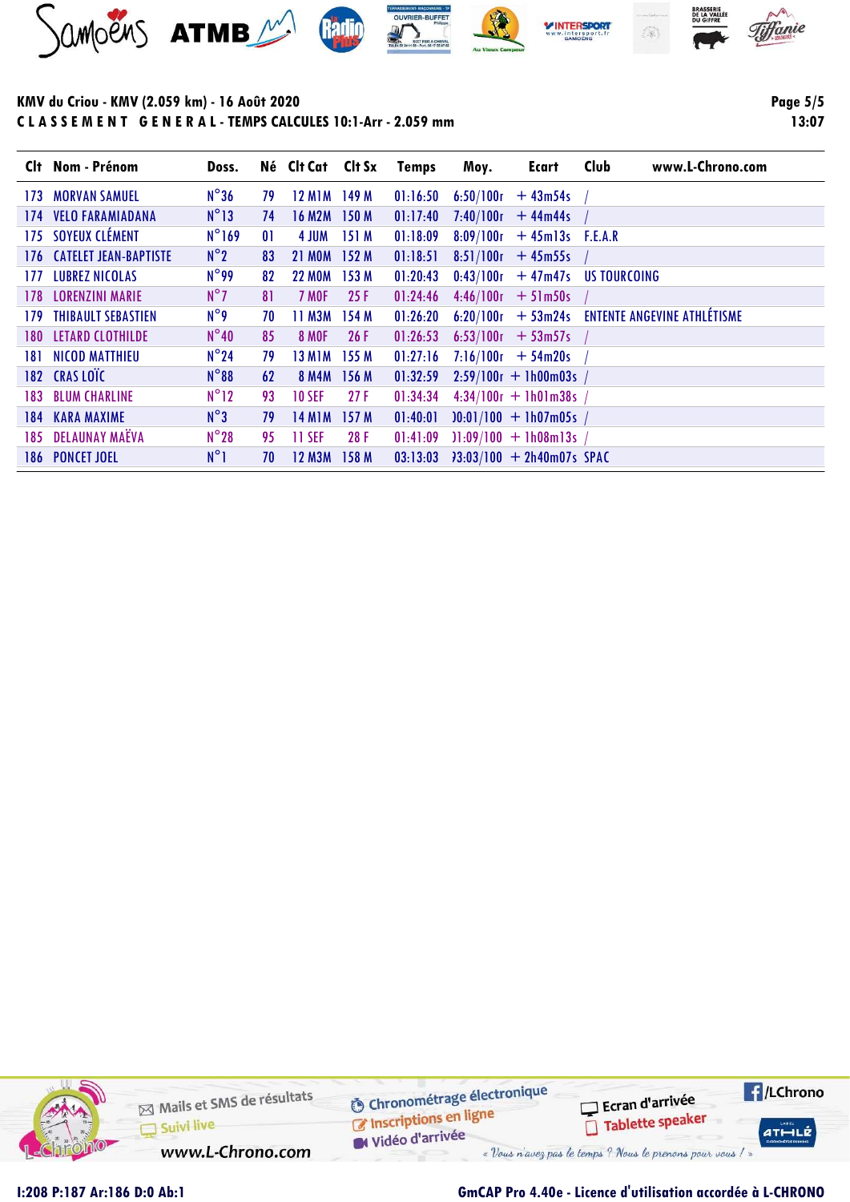KMV du Criou - KMV (2.059 km) - 16 Août 2020

CLASSEMENT GENERAL - TEMPS CALCULES 10:1-Arr - 2.059 mm

| Clt | Nom - Prénom | Doss. | Né | Clt Cat | Clt Sx | Temps | Moy. | Ecart | Club | www.L-Chrono.com |
|---|---|---|---|---|---|---|---|---|---|---|
| 173 | MORVAN SAMUEL | N°36 | 79 | 12 M1M | 149 M | 01:16:50 | 6:50/100r | + 43m54s | / | |
| 174 | VELO FARAMIADANA | N°13 | 74 | 16 M2M | 150 M | 01:17:40 | 7:40/100r | + 44m44s | / | |
| 175 | SOYEUX CLÉMENT | N°169 | 01 | 4 JUM | 151 M | 01:18:09 | 8:09/100r | + 45m13s | F.E.A.R | |
| 176 | CATELET JEAN-BAPTISTE | N°2 | 83 | 21 M0M | 152 M | 01:18:51 | 8:51/100r | + 45m55s | / | |
| 177 | LUBREZ NICOLAS | N°99 | 82 | 22 M0M | 153 M | 01:20:43 | 0:43/100r | + 47m47s | US TOURCOING | |
| 178 | LORENZINI MARIE | N°7 | 81 | 7 M0F | 25 F | 01:24:46 | 4:46/100r | + 51m50s | / | |
| 179 | THIBAULT SEBASTIEN | N°9 | 70 | 11 M3M | 154 M | 01:26:20 | 6:20/100r | + 53m24s | ENTENTE ANGEVINE ATHLÉTISME | |
| 180 | LETARD CLOTHILDE | N°40 | 85 | 8 M0F | 26 F | 01:26:53 | 6:53/100r | + 53m57s | / | |
| 181 | NICOD MATTHIEU | N°24 | 79 | 13 M1M | 155 M | 01:27:16 | 7:16/100r | + 54m20s | / | |
| 182 | CRAS LOÏC | N°88 | 62 | 8 M4M | 156 M | 01:32:59 | 2:59/100r | + 1h00m03s | / | |
| 183 | BLUM CHARLINE | N°12 | 93 | 10 SEF | 27 F | 01:34:34 | 4:34/100r | + 1h01m38s | / | |
| 184 | KARA MAXIME | N°3 | 79 | 14 M1M | 157 M | 01:40:01 | )0:01/100 | + 1h07m05s | / | |
| 185 | DELAUNAY MAËVA | N°28 | 95 | 11 SEF | 28 F | 01:41:09 | )1:09/100 | + 1h08m13s | / | |
| 186 | PONCET JOEL | N°1 | 70 | 12 M3M | 158 M | 03:13:03 | )3:03/100 | + 2h40m07s | SPAC | |

Mails et SMS de résultats
Suivi live
www.L-Chrono.com
Chronométrage électronique
Inscriptions en ligne
Vidéo d'arrivée
Ecran d'arrivée
Tablette speaker
/LChrono
« Vous n'avez pas le temps ? Nous le prenons pour vous ! »

I:208 P:187 Ar:186 D:0 Ab:1

GmCAP Pro 4.40e - Licence d'utilisation accordée à L-CHRONO